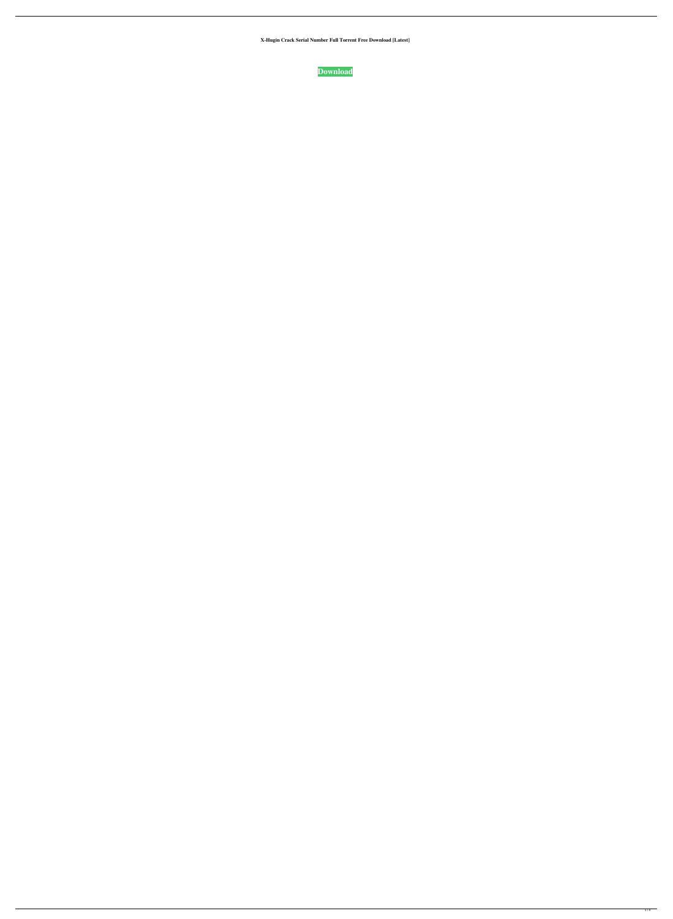**X-Hugin Crack Serial Number Full Torrent Free Download [Latest]**

**Download**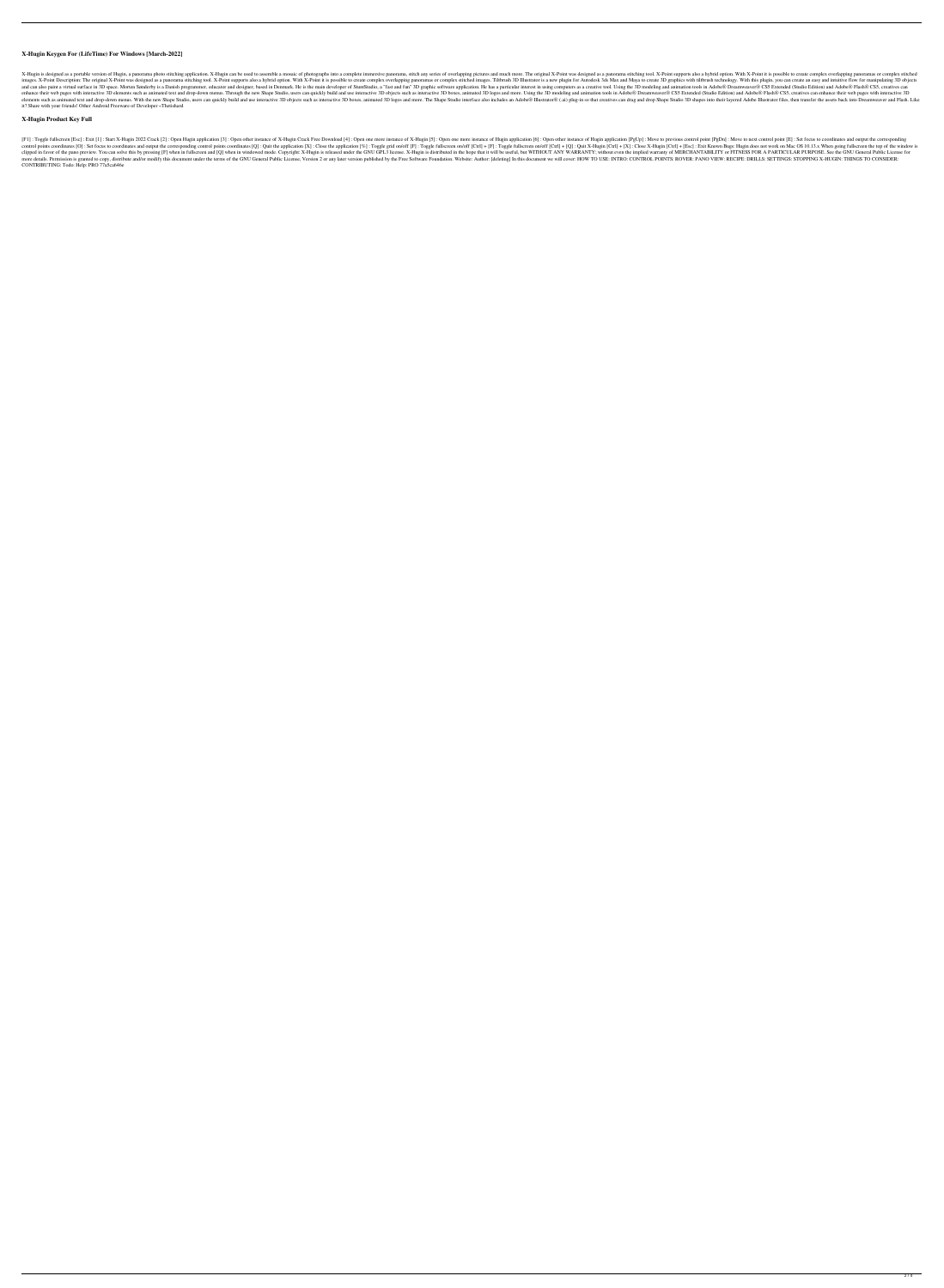## X-Hugin Keygen For (LifeTime) For Windows [March-2022]

X-Hugin is designed as a portable version of Hugin, a panorama photo stitching application. X-Hugin can be used to assemble a mosaic of photographs into a complete immersive panorama, stitch any series of overlapping pictures and much more. The original X-Point was designed as a panorama stitching tool. X-Point supports also a hybrid option. With X-Point it is possible to create complex overlapping panoramas or complex stitched images. X-Point Description: The original X-Point was designed as a panorama stitching tool. X-Point supports also a hybrid option. With X-Point it is possible to create complex overlapping panoramas or complex stitched images. Tiltbrush 3D Illustrator is a new plugin for Autodesk 3ds Max and Maya to create 3D graphics with tiltbrush technology. With this plugin, you can create an easy and intuitive flow for manipulating 3D objects and can also paint a virtual surface in 3D space. Morten Søndergaard is a Danish programmer, educator and designer, based in Denmark. He is the main developer of StuntStudio, a "fast and fun" 3D graphic software application. He has a particular interest in using computers as a creative tool. Using the 3D modeling and animation tools in Adobe® Dreamweaver® CS5 Extended (Studio Edition) and Adobe® Flash® CS5, creatives can enhance their web pages with interactive 3D elements such as animated text and drop-down menus. Through the new Shape Studio, users can quickly build and use interactive 3D objects such as interactive 3D boxes, animated 3D logos and more. Using the 3D modeling and animation tools in Adobe® Dreamweaver® CS5 Extended (Studio Edition) and Adobe® Flash® CS5, creatives can enhance their web pages with interactive 3D elements such as animated text and drop-down menus. With the new Shape Studio, users can quickly build and use interactive 3D objects such as interactive 3D boxes, animated 3D logos and more. The Shape Studio interface also includes an Adobe® Illustrator® (.ai) plug-in so that creatives can drag and drop Shape Studio 3D shapes into their layered Adobe Illustrator files, then transfer the assets back into Dreamweaver and Flash. Like it? Share with your friends! Other Android Freeware of Developer «Theishard

## X-Hugin Product Key Full

[F1] : Toggle fullscreen [Esc] : Exit [1] : Start X-Hugin 2022 Crack [2] : Open Hugin application [3] : Open other instance of X-Hugin Crack Free Download [4] : Open one more instance of X-Hugin [5] : Open one more instance of Hugin application [6] : Open other instance of Hugin application [PgUp] : Move to previous control point [PgDn] : Move to next control point [E] : Set focus to coordinates and output the corresponding control points coordinates [O] : Set focus to coordinates and output the corresponding control points coordinates [Q] : Quit the application [X] : Close the application [%] : Toggle grid on/off [F] : Toggle fullscreen on/off [Ctrl] + [F] : Toggle fullscreen on/off [Ctrl] + [Q] : Quit X-Hugin [Ctrl] + [X] : Close X-Hugin [Ctrl] + [Esc] : Exit Known Bugs: Hugin does not work on Mac OS 10.13.x When going fullscreen the top of the window is clipped in favor of the pano preview. You can solve this by pressing [F] when in fullscreen and [Q] when in windowed mode. Copyright: X-Hugin is released under the GNU GPL3 license. X-Hugin is distributed in the hope that it will be useful, but WITHOUT ANY WARRANTY; without even the implied warranty of MERCHANTABILITY or FITNESS FOR A PARTICULAR PURPOSE. See the GNU General Public License for more details. Permission is granted to copy, distribute and/or modify this document under the terms of the GNU General Public License, Version 2 or any later version published by the Free Software Foundation. Website: Author: [deleting] In this document we will cover: HOW TO USE: INTRO: CONTROL POINTS: ROVER: PANO VIEW: RECIPE: DRILLS: SETTINGS: STOPPING X-HUGIN: THINGS TO CONSIDER: CONTRIBUTING: Todo: Help: PRO 77a5ca646e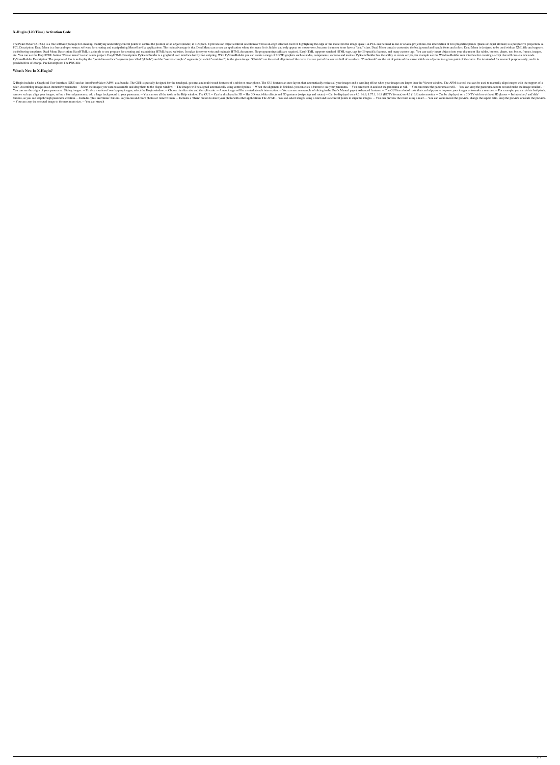### X-Hugin (LifeTime) Activation Code

The Point Picker (X-PCL) is a free software package for creating, modifying and editing control points to control the position of an object (model) in 3D space. It provides an object centroid selection as well as an edge selection tool for highlighting the edge of the model (in the image space). X-PCL can be used in one or several projections, the intersection of two projective planes (planes of equal altitude) is a perspective projection. X-PCL Description: Dead Menu is a free and open source software for creating and manipulating Menu-Bar-like applications. The main advantage is that Dead Menu can create an application where the menu list is hidden and only appear on mouse-over, because the menu items have a "dead" class. Dead Menu can also customize the background and handle fonts and colors. Dead Menu is designed to be used with an XML file and supports the following templates: Dead Menu Description: EasyHTML is a simple to use program for creating and maintaining HTML-based websites. It makes it easy to write and maintain HTML documents. No programming skills are required. EasyHTML supports standard HTML-tags, tags for IE-specific features, and many custom tags. You can easily insert objects into your document like tables, buttons, charts, text boxes, frames, images, etc. You can use the EasyHTML button "Create menu" to start a new project. EasyHTML Description: PySceneBuilder is a graphical user interface for Python scripting. With PySceneBuilder you can create a range of 2D/3D graphics such as nodes, components, cameras and meshes. PySceneBuilder has the ability to create scripts, for example use the Window-Builder user interface for creating a script that will create a new node. PySceneBuilder Description: The purpose of Paz is to display the "point-line-surface" segments (so called "globals") and the "convex-complex" segments (so called "combined") in the given image. "Globals" are the set of all points of the curve that are part of the convex hull of a surface. "Combineds" are the set of points of the curve which are adjacent to a given point of the curve. Paz is intended for research purposes only, and it is provided free of charge. Paz Description: The PNG file

### What's New In X-Hugin?

X-Hugin includes a Graphical User Interface (GUI) and an AutoPanoMaker (APM) as a bundle. The GUI is specially designed for the touchpad, gestures and multi-touch features of a tablet or smartphone. The GUI features an auto layout that automatically resizes all your images and a scrolling effect when your images are larger than the Viewer window. The APM is a tool that can be used to manually align images with the support of a ruler. Assembling images in an immersive panorama: -- Select the images you want to assemble and drag them to the Hugin window. -- The images will be aligned automatically using control points. -- When the alignment is finished, you can click a button to see your panorama. -- You can zoom in and out the panorama at will. -- You can rotate the panorama at will. -- You can crop the panorama (zoom out and make the image smaller). -- You can see the origin of your panorama. Slicing images: -- To slice a series of overlapping images, select the Hugin window. -- Choose the slice size and the split ratio. -- A new image will be created at each intersection. -- You can see an example of slicing in the User's Manual page ( Advanced features: -- The GUI has a lot of tools that can help you to improve your images or to make a new one. -- For example, you can delete bad pixels, remove red eye, align your images, refine a blurred panorama, add a large background to your panorama. -- You can see all the tools in the Help window. The GUI: -- Can be displayed in 3D -- Has 3D touch-like effects and 3D gestures (swipe, tap and rotate) -- Can be displayed on a 4:3, 16:9, 1.77:1, 16:9 (HDTV format) or 4:3 (16:9) ratio monitor -- Can be displayed on a 3D TV with or without 3D glasses -- Includes'step' and'slide' buttons, so you can step through panorama creation. -- Includes 'plus' and'minus' buttons, so you can add more photos or remove them. -- Includes a 'Share' button to share your photo with other applications The APM: -- You can select images using a ruler and use control points to align the images. -- You can preview the result using a ruler. -- You can zoom in/out the preview, change the aspect ratio, crop the preview or rotate the preview. -- You can crop the selected image to the maximum size. -- You can stretch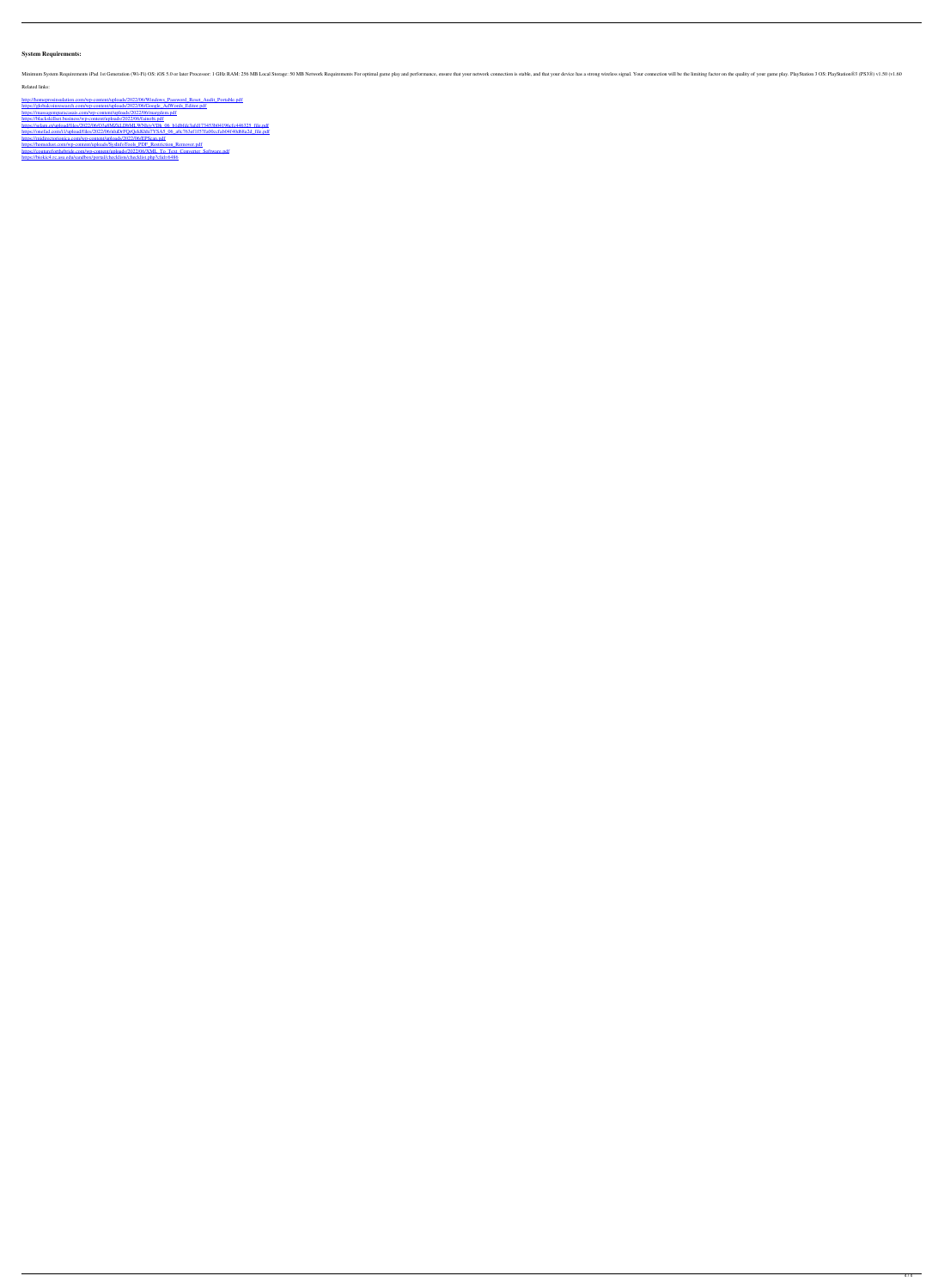**System Requirements:**

Minimum System Requirements iPad 1st Generation (Wi-Fi) OS: iOS 5.0 or later Processor: 1 GHz RAM: 256 MB Local Storage: 50 MB Network Requirements For optimal game play and performance, ensure that your network connection is stable, and that your device has a strong wireless signal. Your connection will be the limiting factor on the quality of your game play. PlayStation 3 OS: PlayStation®3 (PS3®) v1.50 (v1.60

Related links:

http://homeprosinsulation.com/wp-content/uploads/2022/06/Windows_Password_Reset_Audit_Portable.pdf
https://globalcoinresearch.com/wp-content/uploads/2022/06/Google_AdWords_Editor.pdf
https://massagemparacasais.com/wp-content/uploads/2022/06/morpheus.pdf
https://blackhawkfbn.business/wp-content/uploads/2022/06/Fanolo.pdf
https://selam.et/upload/files/2022/06/Q3aMZkLDhMLWNhjxVIIh_06_b1dbfdc3afd17345b0619bcfcd46325_file.pdf
https://oneplusfun.com/upload/files/2022/06/nhdrFQrQoKkhtr7YSA5_06_a8c763ef1f57fa00ccfab04f40d86a2d_file.pdf
https://midiario.news/wp-content/uploads/2022/06/EPScan.pdf
https://homeoenet.com/wp-content/uploads/SysInfoTools_PDF_Restriction_Remover.pdf
https://counseling4lifeinbrvale.com/wp-content/uploads/2022/06/XML_To_Text_Converter_Software.pdf
https://biokic4.rc.asu.edu/sandbox/portal/checklists/checklist.php?clid=6486